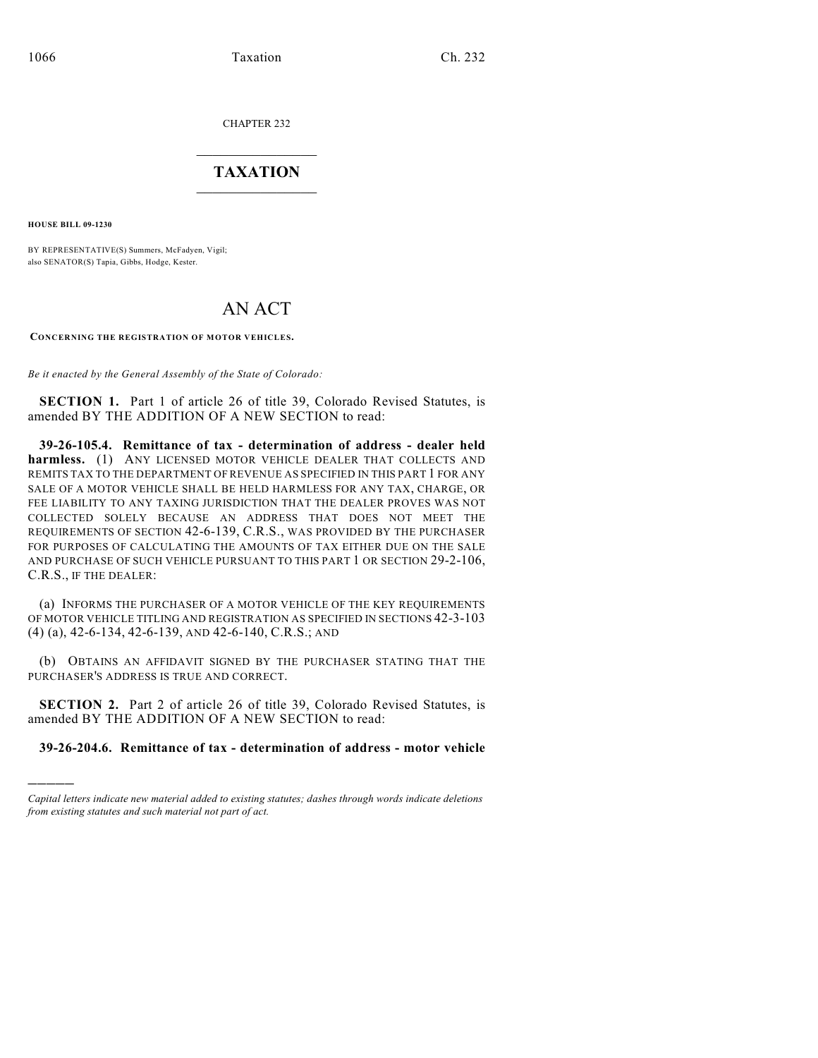CHAPTER 232

# TAXATION

**HOUSE BILL 09-1230**

BY REPRESENTATIVE(S) Summers, McFadyen, Vigil;
also SENATOR(S) Tapia, Gibbs, Hodge, Kester.

# AN ACT

**CONCERNING THE REGISTRATION OF MOTOR VEHICLES.**

*Be it enacted by the General Assembly of the State of Colorado:*

**SECTION 1.** Part 1 of article 26 of title 39, Colorado Revised Statutes, is amended BY THE ADDITION OF A NEW SECTION to read:

**39-26-105.4. Remittance of tax - determination of address - dealer held harmless.** (1) ANY LICENSED MOTOR VEHICLE DEALER THAT COLLECTS AND REMITS TAX TO THE DEPARTMENT OF REVENUE AS SPECIFIED IN THIS PART 1 FOR ANY SALE OF A MOTOR VEHICLE SHALL BE HELD HARMLESS FOR ANY TAX, CHARGE, OR FEE LIABILITY TO ANY TAXING JURISDICTION THAT THE DEALER PROVES WAS NOT COLLECTED SOLELY BECAUSE AN ADDRESS THAT DOES NOT MEET THE REQUIREMENTS OF SECTION 42-6-139, C.R.S., WAS PROVIDED BY THE PURCHASER FOR PURPOSES OF CALCULATING THE AMOUNTS OF TAX EITHER DUE ON THE SALE AND PURCHASE OF SUCH VEHICLE PURSUANT TO THIS PART 1 OR SECTION 29-2-106, C.R.S., IF THE DEALER:

(a) INFORMS THE PURCHASER OF A MOTOR VEHICLE OF THE KEY REQUIREMENTS OF MOTOR VEHICLE TITLING AND REGISTRATION AS SPECIFIED IN SECTIONS 42-3-103 (4) (a), 42-6-134, 42-6-139, AND 42-6-140, C.R.S.; AND

(b) OBTAINS AN AFFIDAVIT SIGNED BY THE PURCHASER STATING THAT THE PURCHASER'S ADDRESS IS TRUE AND CORRECT.

**SECTION 2.** Part 2 of article 26 of title 39, Colorado Revised Statutes, is amended BY THE ADDITION OF A NEW SECTION to read:

**39-26-204.6. Remittance of tax - determination of address - motor vehicle**

---

*Capital letters indicate new material added to existing statutes; dashes through words indicate deletions from existing statutes and such material not part of act.*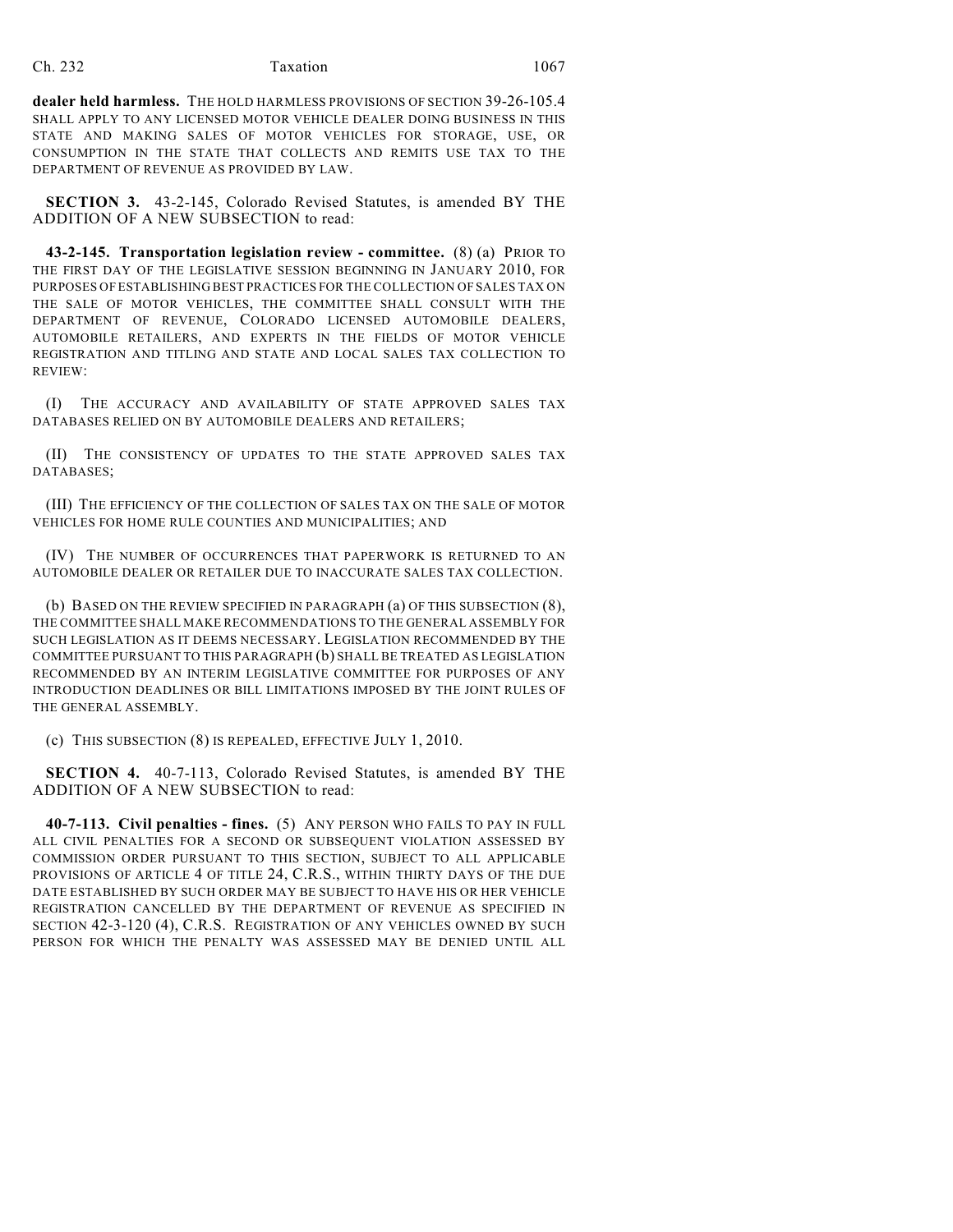**dealer held harmless.** THE HOLD HARMLESS PROVISIONS OF SECTION 39-26-105.4 SHALL APPLY TO ANY LICENSED MOTOR VEHICLE DEALER DOING BUSINESS IN THIS STATE AND MAKING SALES OF MOTOR VEHICLES FOR STORAGE, USE, OR CONSUMPTION IN THE STATE THAT COLLECTS AND REMITS USE TAX TO THE DEPARTMENT OF REVENUE AS PROVIDED BY LAW.

**SECTION 3.** 43-2-145, Colorado Revised Statutes, is amended BY THE ADDITION OF A NEW SUBSECTION to read:

**43-2-145. Transportation legislation review - committee.** (8) (a) PRIOR TO THE FIRST DAY OF THE LEGISLATIVE SESSION BEGINNING IN JANUARY 2010, FOR PURPOSES OF ESTABLISHING BEST PRACTICES FOR THE COLLECTION OF SALES TAX ON THE SALE OF MOTOR VEHICLES, THE COMMITTEE SHALL CONSULT WITH THE DEPARTMENT OF REVENUE, COLORADO LICENSED AUTOMOBILE DEALERS, AUTOMOBILE RETAILERS, AND EXPERTS IN THE FIELDS OF MOTOR VEHICLE REGISTRATION AND TITLING AND STATE AND LOCAL SALES TAX COLLECTION TO REVIEW:

(I) THE ACCURACY AND AVAILABILITY OF STATE APPROVED SALES TAX DATABASES RELIED ON BY AUTOMOBILE DEALERS AND RETAILERS;

(II) THE CONSISTENCY OF UPDATES TO THE STATE APPROVED SALES TAX DATABASES;

(III) THE EFFICIENCY OF THE COLLECTION OF SALES TAX ON THE SALE OF MOTOR VEHICLES FOR HOME RULE COUNTIES AND MUNICIPALITIES; AND

(IV) THE NUMBER OF OCCURRENCES THAT PAPERWORK IS RETURNED TO AN AUTOMOBILE DEALER OR RETAILER DUE TO INACCURATE SALES TAX COLLECTION.

(b) BASED ON THE REVIEW SPECIFIED IN PARAGRAPH (a) OF THIS SUBSECTION (8), THE COMMITTEE SHALL MAKE RECOMMENDATIONS TO THE GENERAL ASSEMBLY FOR SUCH LEGISLATION AS IT DEEMS NECESSARY. LEGISLATION RECOMMENDED BY THE COMMITTEE PURSUANT TO THIS PARAGRAPH (b) SHALL BE TREATED AS LEGISLATION RECOMMENDED BY AN INTERIM LEGISLATIVE COMMITTEE FOR PURPOSES OF ANY INTRODUCTION DEADLINES OR BILL LIMITATIONS IMPOSED BY THE JOINT RULES OF THE GENERAL ASSEMBLY.

(c) THIS SUBSECTION (8) IS REPEALED, EFFECTIVE JULY 1, 2010.

**SECTION 4.** 40-7-113, Colorado Revised Statutes, is amended BY THE ADDITION OF A NEW SUBSECTION to read:

**40-7-113. Civil penalties - fines.** (5) ANY PERSON WHO FAILS TO PAY IN FULL ALL CIVIL PENALTIES FOR A SECOND OR SUBSEQUENT VIOLATION ASSESSED BY COMMISSION ORDER PURSUANT TO THIS SECTION, SUBJECT TO ALL APPLICABLE PROVISIONS OF ARTICLE 4 OF TITLE 24, C.R.S., WITHIN THIRTY DAYS OF THE DUE DATE ESTABLISHED BY SUCH ORDER MAY BE SUBJECT TO HAVE HIS OR HER VEHICLE REGISTRATION CANCELLED BY THE DEPARTMENT OF REVENUE AS SPECIFIED IN SECTION 42-3-120 (4), C.R.S. REGISTRATION OF ANY VEHICLES OWNED BY SUCH PERSON FOR WHICH THE PENALTY WAS ASSESSED MAY BE DENIED UNTIL ALL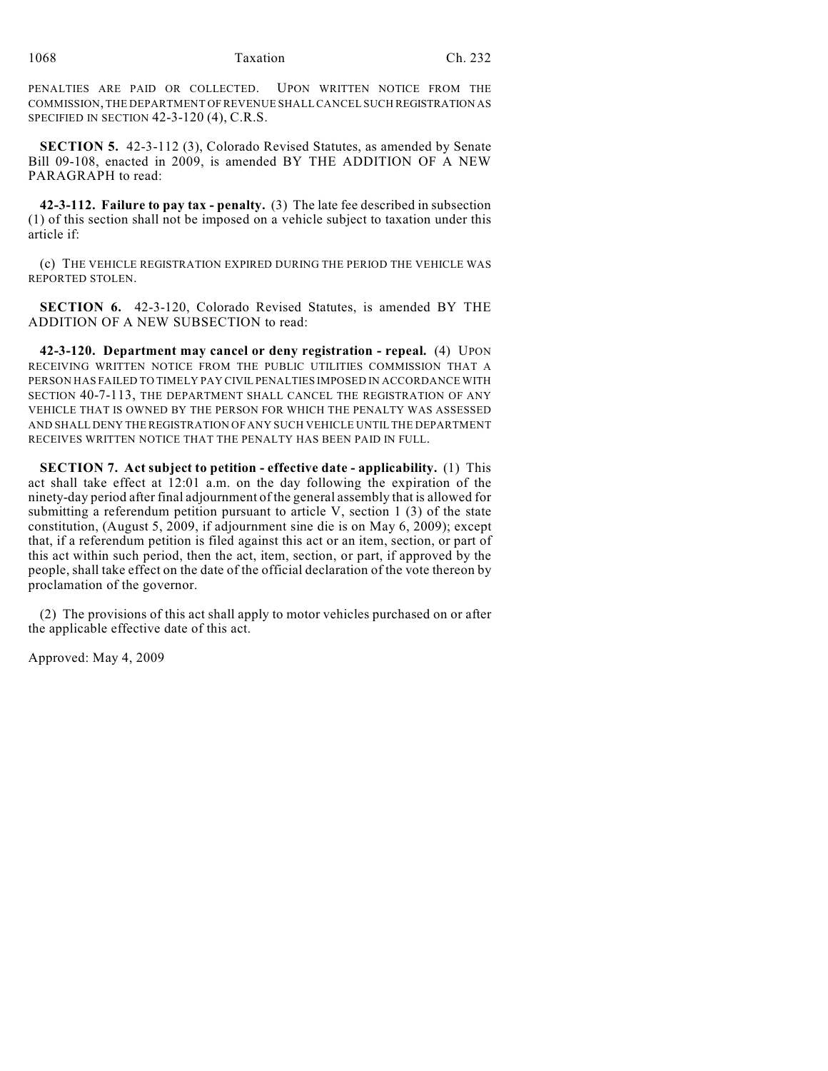PENALTIES ARE PAID OR COLLECTED. UPON WRITTEN NOTICE FROM THE COMMISSION, THE DEPARTMENT OF REVENUE SHALL CANCEL SUCH REGISTRATION AS SPECIFIED IN SECTION 42-3-120 (4), C.R.S.

**SECTION 5.** 42-3-112 (3), Colorado Revised Statutes, as amended by Senate Bill 09-108, enacted in 2009, is amended BY THE ADDITION OF A NEW PARAGRAPH to read:

**42-3-112. Failure to pay tax - penalty.** (3) The late fee described in subsection (1) of this section shall not be imposed on a vehicle subject to taxation under this article if:

(c) THE VEHICLE REGISTRATION EXPIRED DURING THE PERIOD THE VEHICLE WAS REPORTED STOLEN.

**SECTION 6.** 42-3-120, Colorado Revised Statutes, is amended BY THE ADDITION OF A NEW SUBSECTION to read:

**42-3-120. Department may cancel or deny registration - repeal.** (4) UPON RECEIVING WRITTEN NOTICE FROM THE PUBLIC UTILITIES COMMISSION THAT A PERSON HAS FAILED TO TIMELY PAY CIVIL PENALTIES IMPOSED IN ACCORDANCE WITH SECTION 40-7-113, THE DEPARTMENT SHALL CANCEL THE REGISTRATION OF ANY VEHICLE THAT IS OWNED BY THE PERSON FOR WHICH THE PENALTY WAS ASSESSED AND SHALL DENY THE REGISTRATION OF ANY SUCH VEHICLE UNTIL THE DEPARTMENT RECEIVES WRITTEN NOTICE THAT THE PENALTY HAS BEEN PAID IN FULL.

**SECTION 7. Act subject to petition - effective date - applicability.** (1) This act shall take effect at 12:01 a.m. on the day following the expiration of the ninety-day period after final adjournment of the general assembly that is allowed for submitting a referendum petition pursuant to article V, section 1 (3) of the state constitution, (August 5, 2009, if adjournment sine die is on May 6, 2009); except that, if a referendum petition is filed against this act or an item, section, or part of this act within such period, then the act, item, section, or part, if approved by the people, shall take effect on the date of the official declaration of the vote thereon by proclamation of the governor.

(2) The provisions of this act shall apply to motor vehicles purchased on or after the applicable effective date of this act.

Approved: May 4, 2009